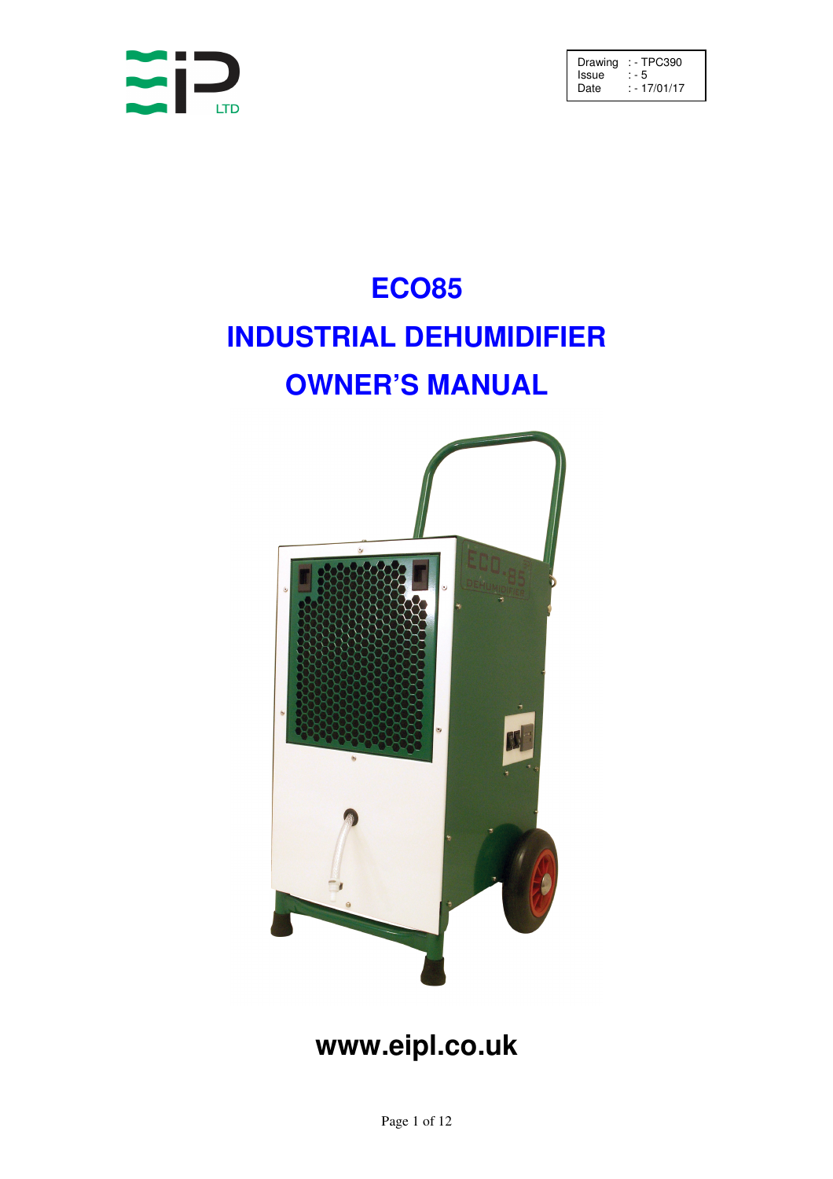| Drawing | : - TPC390 |
| --- | --- |
| Issue | : - 5 |
| Date | : - 17/01/17 |

# ECO85

# INDUSTRIAL DEHUMIDIFIER

# OWNER'S MANUAL

**www.eipl.co.uk**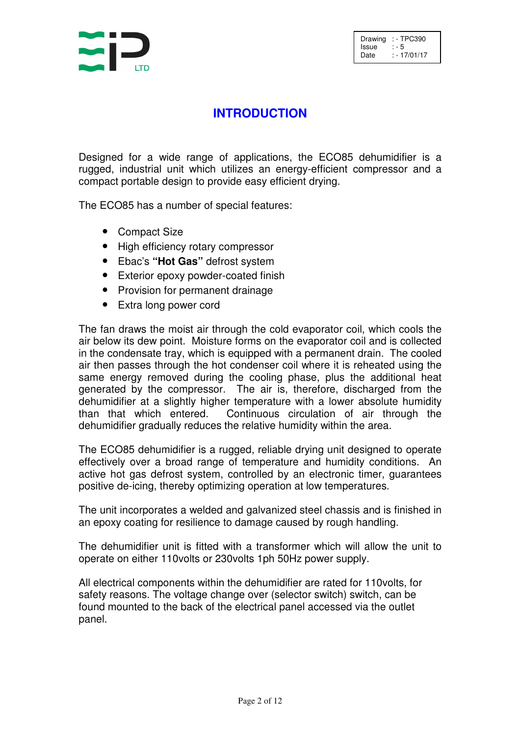# INTRODUCTION

Designed for a wide range of applications, the ECO85 dehumidifier is a rugged, industrial unit which utilizes an energy-efficient compressor and a compact portable design to provide easy efficient drying.

The ECO85 has a number of special features:

- Compact Size
- High efficiency rotary compressor
- Ebac's **"Hot Gas"** defrost system
- Exterior epoxy powder-coated finish
- Provision for permanent drainage
- Extra long power cord

The fan draws the moist air through the cold evaporator coil, which cools the air below its dew point. Moisture forms on the evaporator coil and is collected in the condensate tray, which is equipped with a permanent drain. The cooled air then passes through the hot condenser coil where it is reheated using the same energy removed during the cooling phase, plus the additional heat generated by the compressor. The air is, therefore, discharged from the dehumidifier at a slightly higher temperature with a lower absolute humidity than that which entered. Continuous circulation of air through the dehumidifier gradually reduces the relative humidity within the area.

The ECO85 dehumidifier is a rugged, reliable drying unit designed to operate effectively over a broad range of temperature and humidity conditions. An active hot gas defrost system, controlled by an electronic timer, guarantees positive de-icing, thereby optimizing operation at low temperatures.

The unit incorporates a welded and galvanized steel chassis and is finished in an epoxy coating for resilience to damage caused by rough handling.

The dehumidifier unit is fitted with a transformer which will allow the unit to operate on either 110volts or 230volts 1ph 50Hz power supply.

All electrical components within the dehumidifier are rated for 110volts, for safety reasons. The voltage change over (selector switch) switch, can be found mounted to the back of the electrical panel accessed via the outlet panel.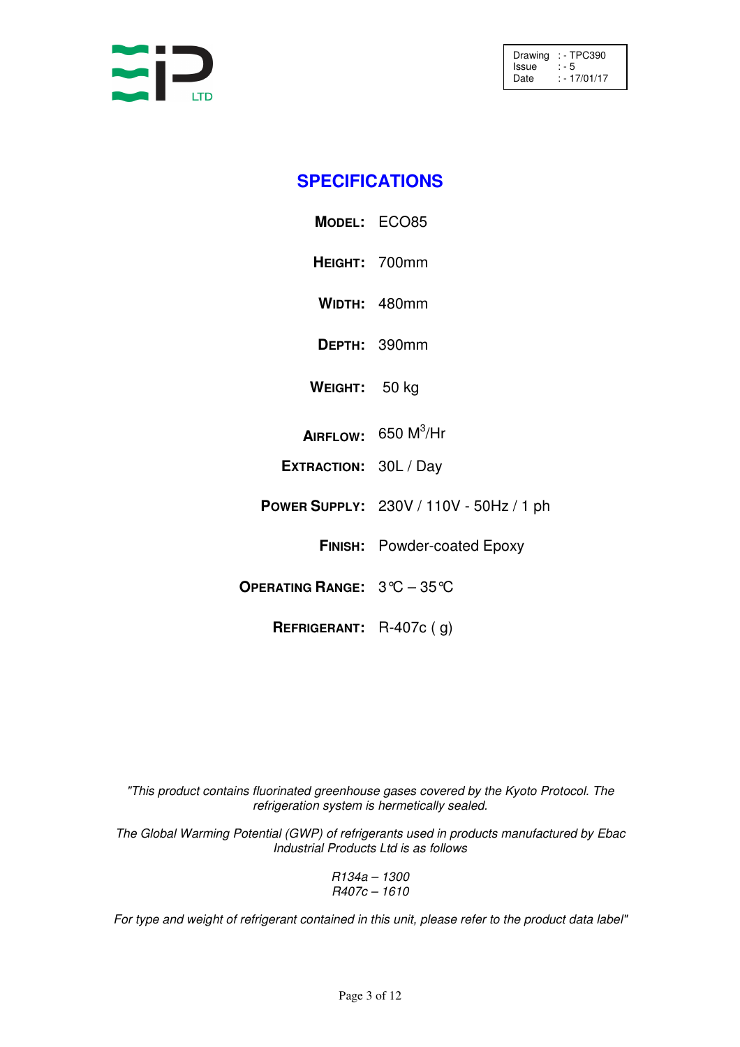| Drawing | : - TPC390 |
|---|---|
| Issue | : - 5 |
| Date | : - 17/01/17 |

## SPECIFICATIONS

| | |
|---|---|
| **MODEL:** | ECO85 |
| **HEIGHT:** | 700mm |
| **WIDTH:** | 480mm |
| **DEPTH:** | 390mm |
| **WEIGHT:** | 50 kg |
| **AIRFLOW:** | 650 $M^3$/Hr |
| **EXTRACTION:** | 30L / Day |
| **POWER SUPPLY:** | 230V / 110V - 50Hz / 1 ph |
| **FINISH:** | Powder-coated Epoxy |
| **OPERATING RANGE:** | 3℃ – 35℃ |
| **REFRIGERANT:** | R-407c ( g) |

*"This product contains fluorinated greenhouse gases covered by the Kyoto Protocol. The refrigeration system is hermetically sealed.*

*The Global Warming Potential (GWP) of refrigerants used in products manufactured by Ebac Industrial Products Ltd is as follows*

*R134a – 1300*
*R407c – 1610*

*For type and weight of refrigerant contained in this unit, please refer to the product data label"*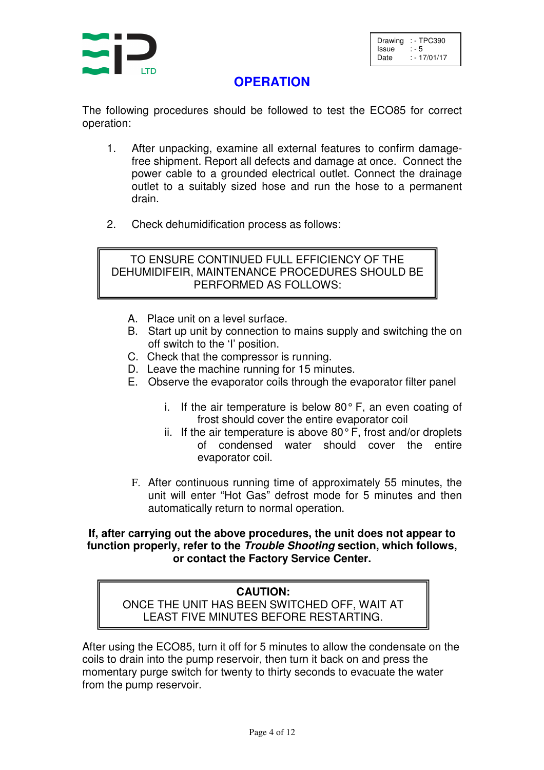| Drawing | : - TPC390 |
| --- | --- |
| Issue | : - 5 |
| Date | : - 17/01/17 |

# OPERATION

The following procedures should be followed to test the ECO85 for correct operation:

1. After unpacking, examine all external features to confirm damage-free shipment. Report all defects and damage at once. Connect the power cable to a grounded electrical outlet. Connect the drainage outlet to a suitably sized hose and run the hose to a permanent drain.

2. Check dehumidification process as follows:

> TO ENSURE CONTINUED FULL EFFICIENCY OF THE DEHUMIDIFEIR, MAINTENANCE PROCEDURES SHOULD BE PERFORMED AS FOLLOWS:

A. Place unit on a level surface.
B. Start up unit by connection to mains supply and switching the on off switch to the 'I' position.
C. Check that the compressor is running.
D. Leave the machine running for 15 minutes.
E. Observe the evaporator coils through the evaporator filter panel

   i. If the air temperature is below 80° F, an even coating of frost should cover the entire evaporator coil
   ii. If the air temperature is above 80° F, frost and/or droplets of condensed water should cover the entire evaporator coil.

F. After continuous running time of approximately 55 minutes, the unit will enter "Hot Gas" defrost mode for 5 minutes and then automatically return to normal operation.

**If, after carrying out the above procedures, the unit does not appear to function properly, refer to the *Trouble Shooting* section, which follows, or contact the Factory Service Center.**

> **CAUTION:**
> ONCE THE UNIT HAS BEEN SWITCHED OFF, WAIT AT LEAST FIVE MINUTES BEFORE RESTARTING.

After using the ECO85, turn it off for 5 minutes to allow the condensate on the coils to drain into the pump reservoir, then turn it back on and press the momentary purge switch for twenty to thirty seconds to evacuate the water from the pump reservoir.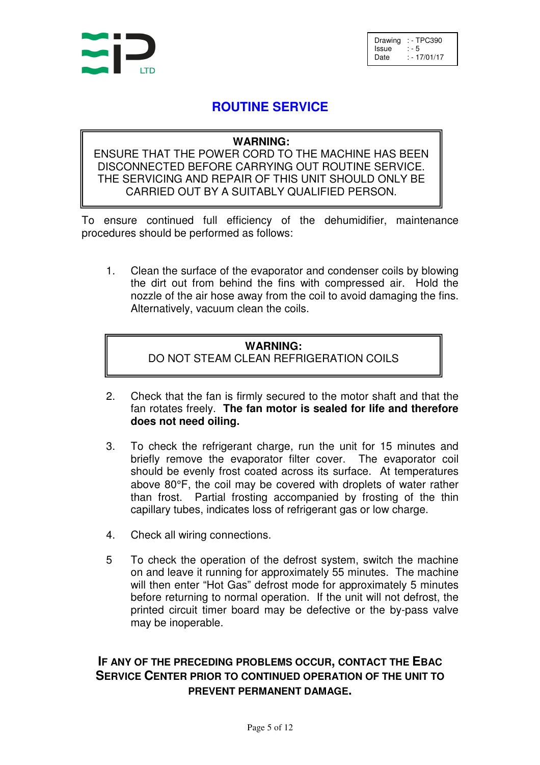| Drawing | :- TPC390 |
| --- | --- |
| Issue | :- 5 |
| Date | :- 17/01/17 |

# ROUTINE SERVICE

> **WARNING:**
> ENSURE THAT THE POWER CORD TO THE MACHINE HAS BEEN DISCONNECTED BEFORE CARRYING OUT ROUTINE SERVICE. THE SERVICING AND REPAIR OF THIS UNIT SHOULD ONLY BE CARRIED OUT BY A SUITABLY QUALIFIED PERSON.

To ensure continued full efficiency of the dehumidifier, maintenance procedures should be performed as follows:

1. Clean the surface of the evaporator and condenser coils by blowing the dirt out from behind the fins with compressed air. Hold the nozzle of the air hose away from the coil to avoid damaging the fins. Alternatively, vacuum clean the coils.

> **WARNING:**
> DO NOT STEAM CLEAN REFRIGERATION COILS

2. Check that the fan is firmly secured to the motor shaft and that the fan rotates freely. **The fan motor is sealed for life and therefore does not need oiling.**

3. To check the refrigerant charge, run the unit for 15 minutes and briefly remove the evaporator filter cover. The evaporator coil should be evenly frost coated across its surface. At temperatures above 80°F, the coil may be covered with droplets of water rather than frost. Partial frosting accompanied by frosting of the thin capillary tubes, indicates loss of refrigerant gas or low charge.

4. Check all wiring connections.

5 To check the operation of the defrost system, switch the machine on and leave it running for approximately 55 minutes. The machine will then enter "Hot Gas" defrost mode for approximately 5 minutes before returning to normal operation. If the unit will not defrost, the printed circuit timer board may be defective or the by-pass valve may be inoperable.

**IF ANY OF THE PRECEDING PROBLEMS OCCUR, CONTACT THE EBAC SERVICE CENTER PRIOR TO CONTINUED OPERATION OF THE UNIT TO PREVENT PERMANENT DAMAGE.**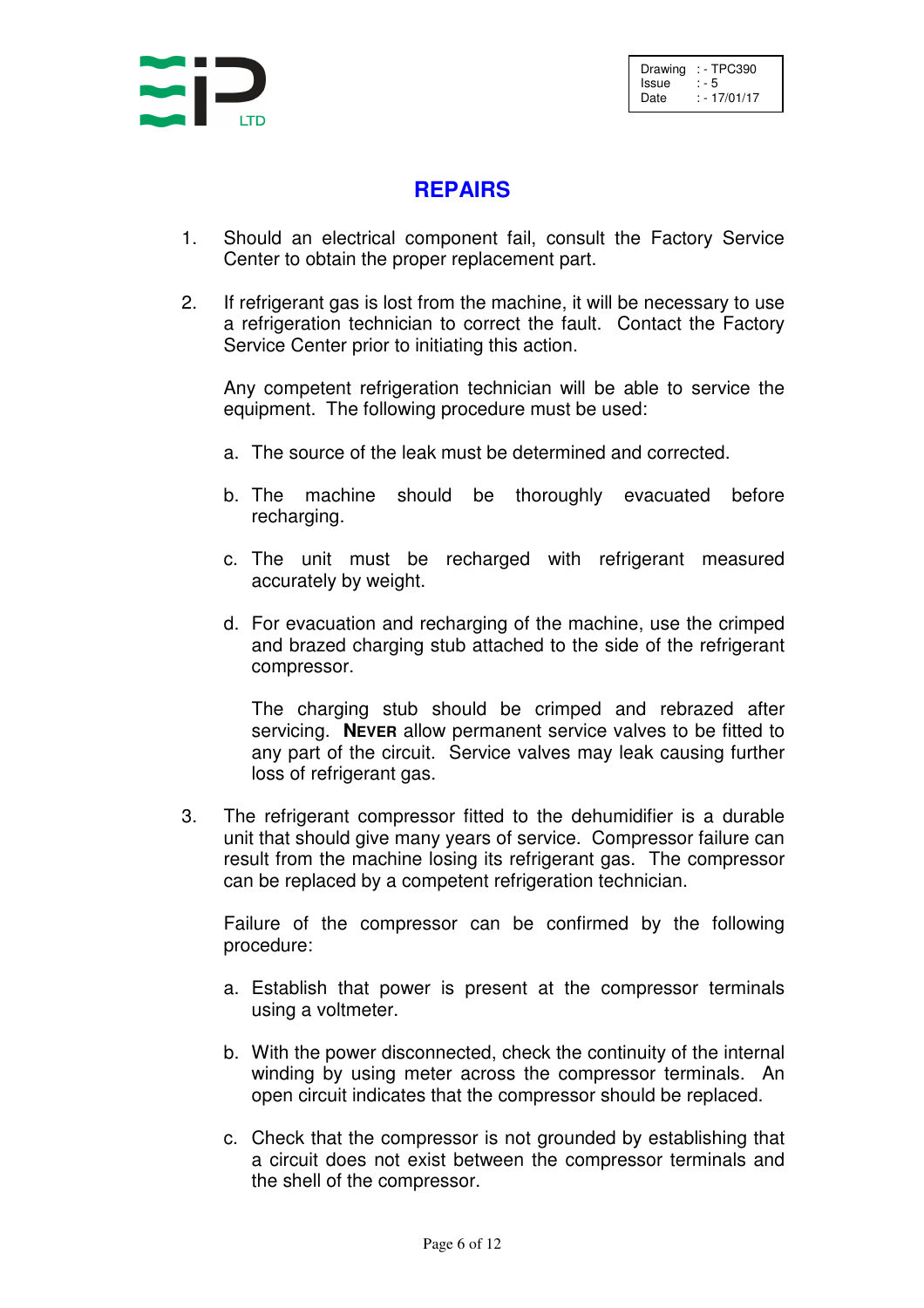# REPAIRS

1. Should an electrical component fail, consult the Factory Service Center to obtain the proper replacement part.

2. If refrigerant gas is lost from the machine, it will be necessary to use a refrigeration technician to correct the fault. Contact the Factory Service Center prior to initiating this action.

   Any competent refrigeration technician will be able to service the equipment. The following procedure must be used:

   a. The source of the leak must be determined and corrected.

   b. The machine should be thoroughly evacuated before recharging.

   c. The unit must be recharged with refrigerant measured accurately by weight.

   d. For evacuation and recharging of the machine, use the crimped and brazed charging stub attached to the side of the refrigerant compressor.

      The charging stub should be crimped and rebrazed after servicing. **NEVER** allow permanent service valves to be fitted to any part of the circuit. Service valves may leak causing further loss of refrigerant gas.

3. The refrigerant compressor fitted to the dehumidifier is a durable unit that should give many years of service. Compressor failure can result from the machine losing its refrigerant gas. The compressor can be replaced by a competent refrigeration technician.

   Failure of the compressor can be confirmed by the following procedure:

   a. Establish that power is present at the compressor terminals using a voltmeter.

   b. With the power disconnected, check the continuity of the internal winding by using meter across the compressor terminals. An open circuit indicates that the compressor should be replaced.

   c. Check that the compressor is not grounded by establishing that a circuit does not exist between the compressor terminals and the shell of the compressor.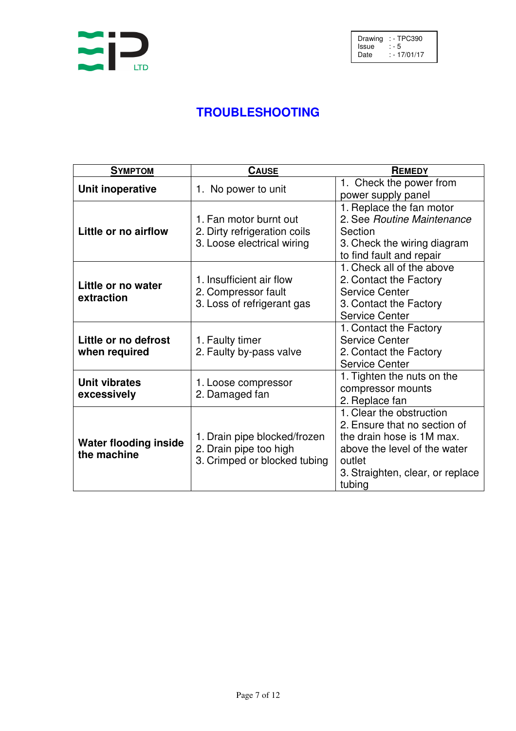| Drawing | : - TPC390 |
|---|---|
| Issue | : - 5 |
| Date | : - 17/01/17 |

# TROUBLESHOOTING

| SYMPTOM | CAUSE | REMEDY |
|---|---|---|
| **Unit inoperative** | 1. No power to unit | 1. Check the power from power supply panel |
| **Little or no airflow** | 1. Fan motor burnt out<br>2. Dirty refrigeration coils<br>3. Loose electrical wiring | 1. Replace the fan motor<br>2. See *Routine Maintenance* Section<br>3. Check the wiring diagram to find fault and repair |
| **Little or no water extraction** | 1. Insufficient air flow<br>2. Compressor fault<br>3. Loss of refrigerant gas | 1. Check all of the above<br>2. Contact the Factory Service Center<br>3. Contact the Factory Service Center |
| **Little or no defrost when required** | 1. Faulty timer<br>2. Faulty by-pass valve | 1. Contact the Factory Service Center<br>2. Contact the Factory Service Center |
| **Unit vibrates excessively** | 1. Loose compressor<br>2. Damaged fan | 1. Tighten the nuts on the compressor mounts<br>2. Replace fan |
| **Water flooding inside the machine** | 1. Drain pipe blocked/frozen<br>2. Drain pipe too high<br>3. Crimped or blocked tubing | 1. Clear the obstruction<br>2. Ensure that no section of the drain hose is 1M max. above the level of the water outlet<br>3. Straighten, clear, or replace tubing |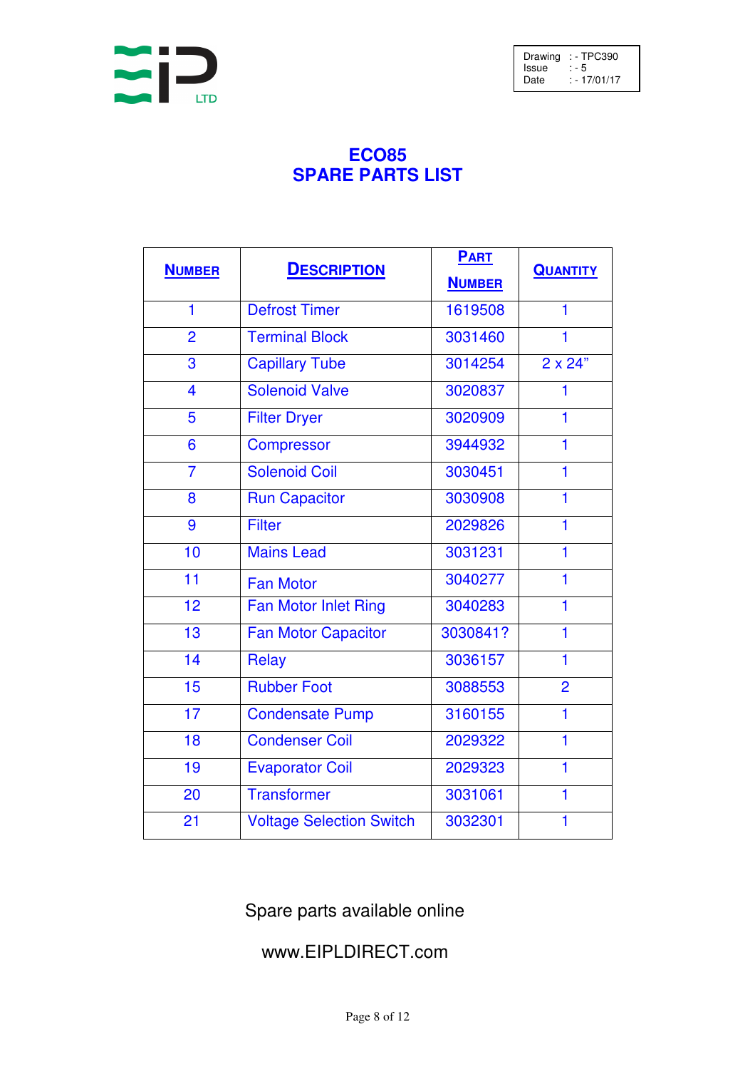| Drawing | : - TPC390 |
|---|---|
| Issue | : - 5 |
| Date | : - 17/01/17 |

# ECO85
# SPARE PARTS LIST

| NUMBER | DESCRIPTION | PART NUMBER | QUANTITY |
|---|---|---|---|
| 1 | Defrost Timer | 1619508 | 1 |
| 2 | Terminal Block | 3031460 | 1 |
| 3 | Capillary Tube | 3014254 | 2 x 24" |
| 4 | Solenoid Valve | 3020837 | 1 |
| 5 | Filter Dryer | 3020909 | 1 |
| 6 | Compressor | 3944932 | 1 |
| 7 | Solenoid Coil | 3030451 | 1 |
| 8 | Run Capacitor | 3030908 | 1 |
| 9 | Filter | 2029826 | 1 |
| 10 | Mains Lead | 3031231 | 1 |
| 11 | Fan Motor | 3040277 | 1 |
| 12 | Fan Motor Inlet Ring | 3040283 | 1 |
| 13 | Fan Motor Capacitor | 3030841? | 1 |
| 14 | Relay | 3036157 | 1 |
| 15 | Rubber Foot | 3088553 | 2 |
| 17 | Condensate Pump | 3160155 | 1 |
| 18 | Condenser Coil | 2029322 | 1 |
| 19 | Evaporator Coil | 2029323 | 1 |
| 20 | Transformer | 3031061 | 1 |
| 21 | Voltage Selection Switch | 3032301 | 1 |

Spare parts available online

www.EIPLDIRECT.com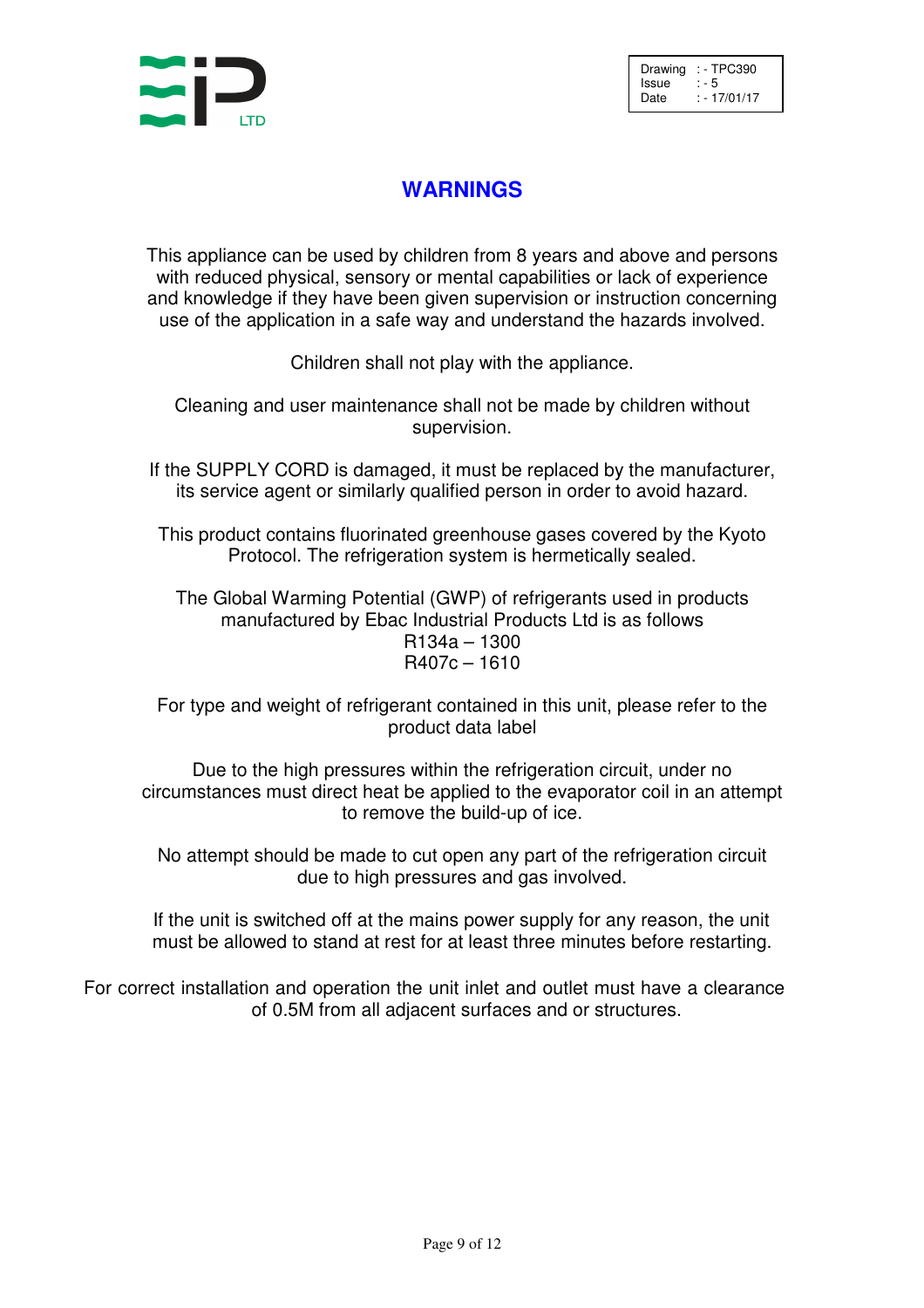| Drawing | :- TPC390 |
|---|---|
| Issue | :- 5 |
| Date | :- 17/01/17 |

# WARNINGS

This appliance can be used by children from 8 years and above and persons with reduced physical, sensory or mental capabilities or lack of experience and knowledge if they have been given supervision or instruction concerning use of the application in a safe way and understand the hazards involved.

Children shall not play with the appliance.

Cleaning and user maintenance shall not be made by children without supervision.

If the SUPPLY CORD is damaged, it must be replaced by the manufacturer, its service agent or similarly qualified person in order to avoid hazard.

This product contains fluorinated greenhouse gases covered by the Kyoto Protocol. The refrigeration system is hermetically sealed.

The Global Warming Potential (GWP) of refrigerants used in products manufactured by Ebac Industrial Products Ltd is as follows
R134a – 1300
R407c – 1610

For type and weight of refrigerant contained in this unit, please refer to the product data label

Due to the high pressures within the refrigeration circuit, under no circumstances must direct heat be applied to the evaporator coil in an attempt to remove the build-up of ice.

No attempt should be made to cut open any part of the refrigeration circuit due to high pressures and gas involved.

If the unit is switched off at the mains power supply for any reason, the unit must be allowed to stand at rest for at least three minutes before restarting.

For correct installation and operation the unit inlet and outlet must have a clearance of 0.5M from all adjacent surfaces and or structures.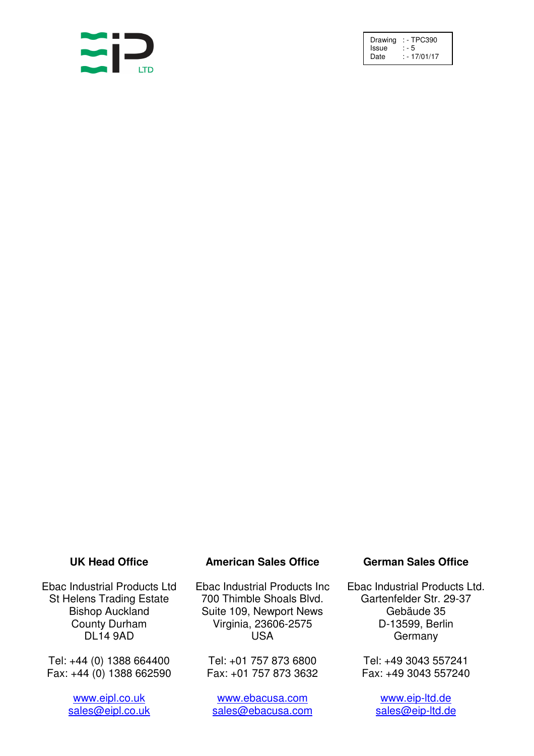Drawing : - TPC390
Issue : - 5
Date : - 17/01/17

**UK Head Office**

Ebac Industrial Products Ltd
St Helens Trading Estate
Bishop Auckland
County Durham
DL14 9AD

Tel: +44 (0) 1388 664400
Fax: +44 (0) 1388 662590

www.eipl.co.uk
sales@eipl.co.uk

**American Sales Office**

Ebac Industrial Products Inc
700 Thimble Shoals Blvd.
Suite 109, Newport News
Virginia, 23606-2575
USA

Tel: +01 757 873 6800
Fax: +01 757 873 3632

www.ebacusa.com
sales@ebacusa.com

**German Sales Office**

Ebac Industrial Products Ltd.
Gartenfelder Str. 29-37
Gebäude 35
D-13599, Berlin
Germany

Tel: +49 3043 557241
Fax: +49 3043 557240

www.eip-ltd.de
sales@eip-ltd.de